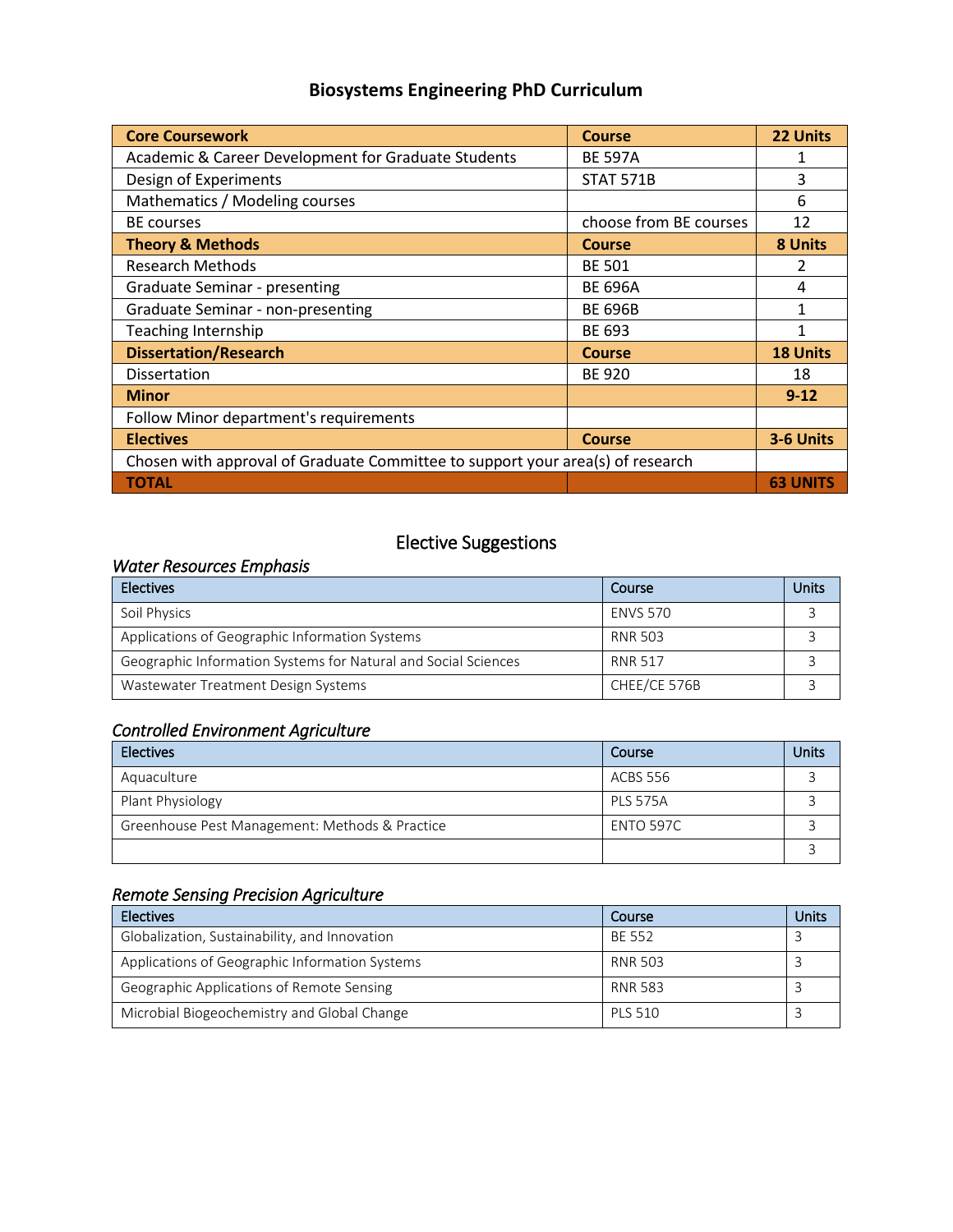# Biosystems Engineering PhD Curriculum

| **Core Coursework** | **Course** | **22 Units** |
| --- | --- | --- |
| Academic & Career Development for Graduate Students | BE 597A | 1 |
| Design of Experiments | STAT 571B | 3 |
| Mathematics / Modeling courses | | 6 |
| BE courses | choose from BE courses | 12 |
| **Theory & Methods** | **Course** | **8 Units** |
| Research Methods | BE 501 | 2 |
| Graduate Seminar - presenting | BE 696A | 4 |
| Graduate Seminar - non-presenting | BE 696B | 1 |
| Teaching Internship | BE 693 | 1 |
| **Dissertation/Research** | **Course** | **18 Units** |
| Dissertation | BE 920 | 18 |
| **Minor** | | **9-12** |
| Follow Minor department's requirements | | |
| **Electives** | **Course** | **3-6 Units** |
| Chosen with approval of Graduate Committee to support your area(s) of research | | |
| **TOTAL** | | **63 UNITS** |

## Elective Suggestions

### *Water Resources Emphasis*

| Electives | Course | Units |
| --- | --- | --- |
| Soil Physics | ENVS 570 | 3 |
| Applications of Geographic Information Systems | RNR 503 | 3 |
| Geographic Information Systems for Natural and Social Sciences | RNR 517 | 3 |
| Wastewater Treatment Design Systems | CHEE/CE 576B | 3 |

### *Controlled Environment Agriculture*

| Electives | Course | Units |
| --- | --- | --- |
| Aquaculture | ACBS 556 | 3 |
| Plant Physiology | PLS 575A | 3 |
| Greenhouse Pest Management: Methods & Practice | ENTO 597C | 3 |
| | | 3 |

### *Remote Sensing Precision Agriculture*

| Electives | Course | Units |
| --- | --- | --- |
| Globalization, Sustainability, and Innovation | BE 552 | 3 |
| Applications of Geographic Information Systems | RNR 503 | 3 |
| Geographic Applications of Remote Sensing | RNR 583 | 3 |
| Microbial Biogeochemistry and Global Change | PLS 510 | 3 |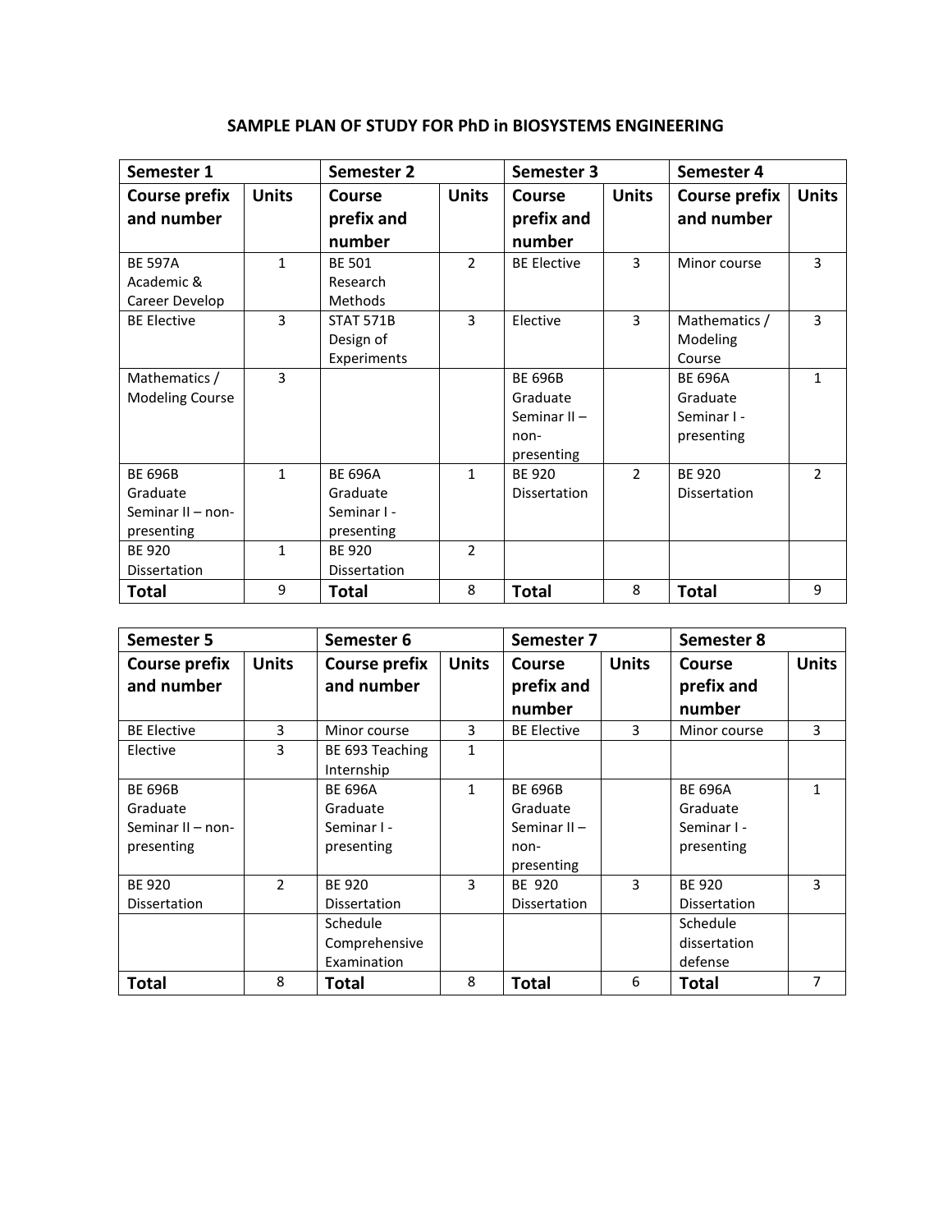### SAMPLE PLAN OF STUDY FOR PhD in BIOSYSTEMS ENGINEERING

| Semester 1 | | Semester 2 | | Semester 3 | | Semester 4 | |
|---|---|---|---|---|---|---|---|
| **Course prefix and number** | **Units** | **Course prefix and number** | **Units** | **Course prefix and number** | **Units** | **Course prefix and number** | **Units** |
| BE 597A Academic & Career Develop | 1 | BE 501 Research Methods | 2 | BE Elective | 3 | Minor course | 3 |
| BE Elective | 3 | STAT 571B Design of Experiments | 3 | Elective | 3 | Mathematics / Modeling Course | 3 |
| Mathematics / Modeling Course | 3 | | | BE 696B Graduate Seminar II – non-presenting | | BE 696A Graduate Seminar I - presenting | 1 |
| BE 696B Graduate Seminar II – non-presenting | 1 | BE 696A Graduate Seminar I - presenting | 1 | BE 920 Dissertation | 2 | BE 920 Dissertation | 2 |
| BE 920 Dissertation | 1 | BE 920 Dissertation | 2 | | | | |
| **Total** | 9 | **Total** | 8 | **Total** | 8 | **Total** | 9 |

| Semester 5 | | Semester 6 | | Semester 7 | | Semester 8 | |
|---|---|---|---|---|---|---|---|
| **Course prefix and number** | **Units** | **Course prefix and number** | **Units** | **Course prefix and number** | **Units** | **Course prefix and number** | **Units** |
| BE Elective | 3 | Minor course | 3 | BE Elective | 3 | Minor course | 3 |
| Elective | 3 | BE 693 Teaching Internship | 1 | | | | |
| BE 696B Graduate Seminar II – non-presenting | | BE 696A Graduate Seminar I - presenting | 1 | BE 696B Graduate Seminar II – non-presenting | | BE 696A Graduate Seminar I - presenting | 1 |
| BE 920 Dissertation | 2 | BE 920 Dissertation | 3 | BE 920 Dissertation | 3 | BE 920 Dissertation | 3 |
| | | Schedule Comprehensive Examination | | | | Schedule dissertation defense | |
| **Total** | 8 | **Total** | 8 | **Total** | 6 | **Total** | 7 |